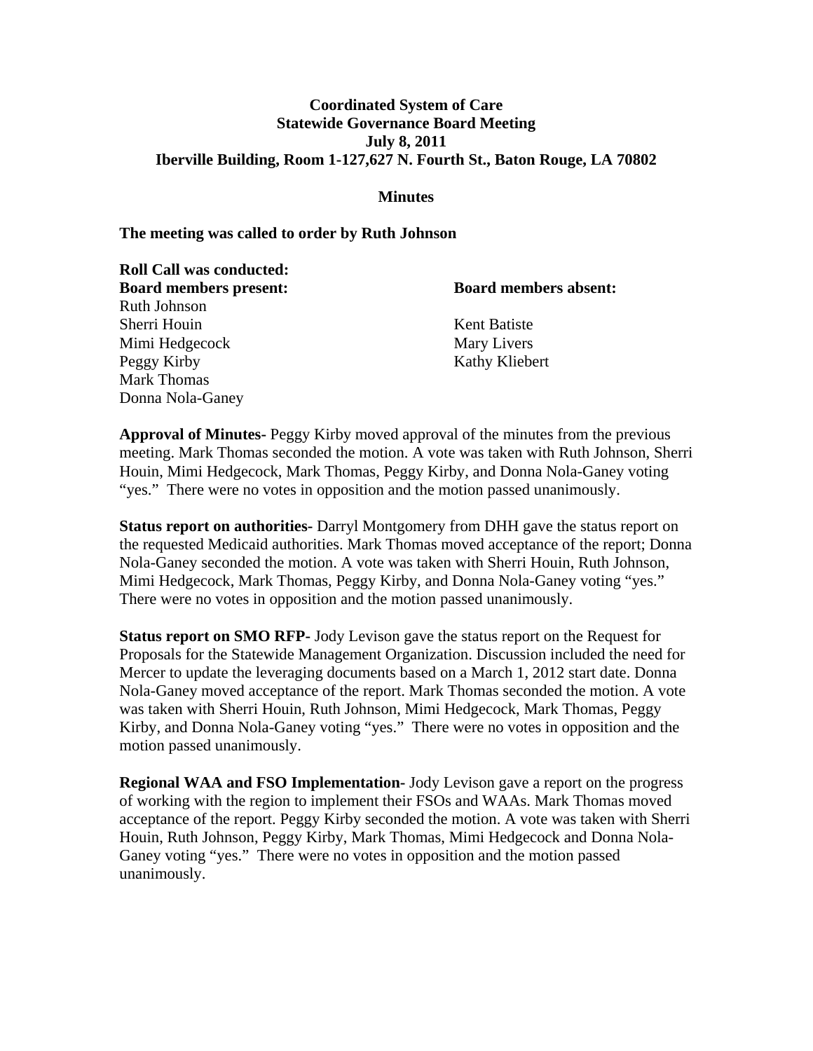**Coordinated System of Care**
**Statewide Governance Board Meeting**
**July 8, 2011**
**Iberville Building, Room 1-127,627 N. Fourth St., Baton Rouge, LA 70802**

**Minutes**

**The meeting was called to order by Ruth Johnson**

**Roll Call was conducted:**

| **Board members present:** | **Board members absent:** |
|---|---|
| Ruth Johnson | |
| Sherri Houin | Kent Batiste |
| Mimi Hedgecock | Mary Livers |
| Peggy Kirby | Kathy Kliebert |
| Mark Thomas | |
| Donna Nola-Ganey | |

**Approval of Minutes-** Peggy Kirby moved approval of the minutes from the previous meeting. Mark Thomas seconded the motion. A vote was taken with Ruth Johnson, Sherri Houin, Mimi Hedgecock, Mark Thomas, Peggy Kirby, and Donna Nola-Ganey voting "yes." There were no votes in opposition and the motion passed unanimously.

**Status report on authorities-** Darryl Montgomery from DHH gave the status report on the requested Medicaid authorities. Mark Thomas moved acceptance of the report; Donna Nola-Ganey seconded the motion. A vote was taken with Sherri Houin, Ruth Johnson, Mimi Hedgecock, Mark Thomas, Peggy Kirby, and Donna Nola-Ganey voting "yes." There were no votes in opposition and the motion passed unanimously.

**Status report on SMO RFP-** Jody Levison gave the status report on the Request for Proposals for the Statewide Management Organization. Discussion included the need for Mercer to update the leveraging documents based on a March 1, 2012 start date. Donna Nola-Ganey moved acceptance of the report. Mark Thomas seconded the motion. A vote was taken with Sherri Houin, Ruth Johnson, Mimi Hedgecock, Mark Thomas, Peggy Kirby, and Donna Nola-Ganey voting "yes." There were no votes in opposition and the motion passed unanimously.

**Regional WAA and FSO Implementation-** Jody Levison gave a report on the progress of working with the region to implement their FSOs and WAAs. Mark Thomas moved acceptance of the report. Peggy Kirby seconded the motion. A vote was taken with Sherri Houin, Ruth Johnson, Peggy Kirby, Mark Thomas, Mimi Hedgecock and Donna Nola-Ganey voting "yes." There were no votes in opposition and the motion passed unanimously.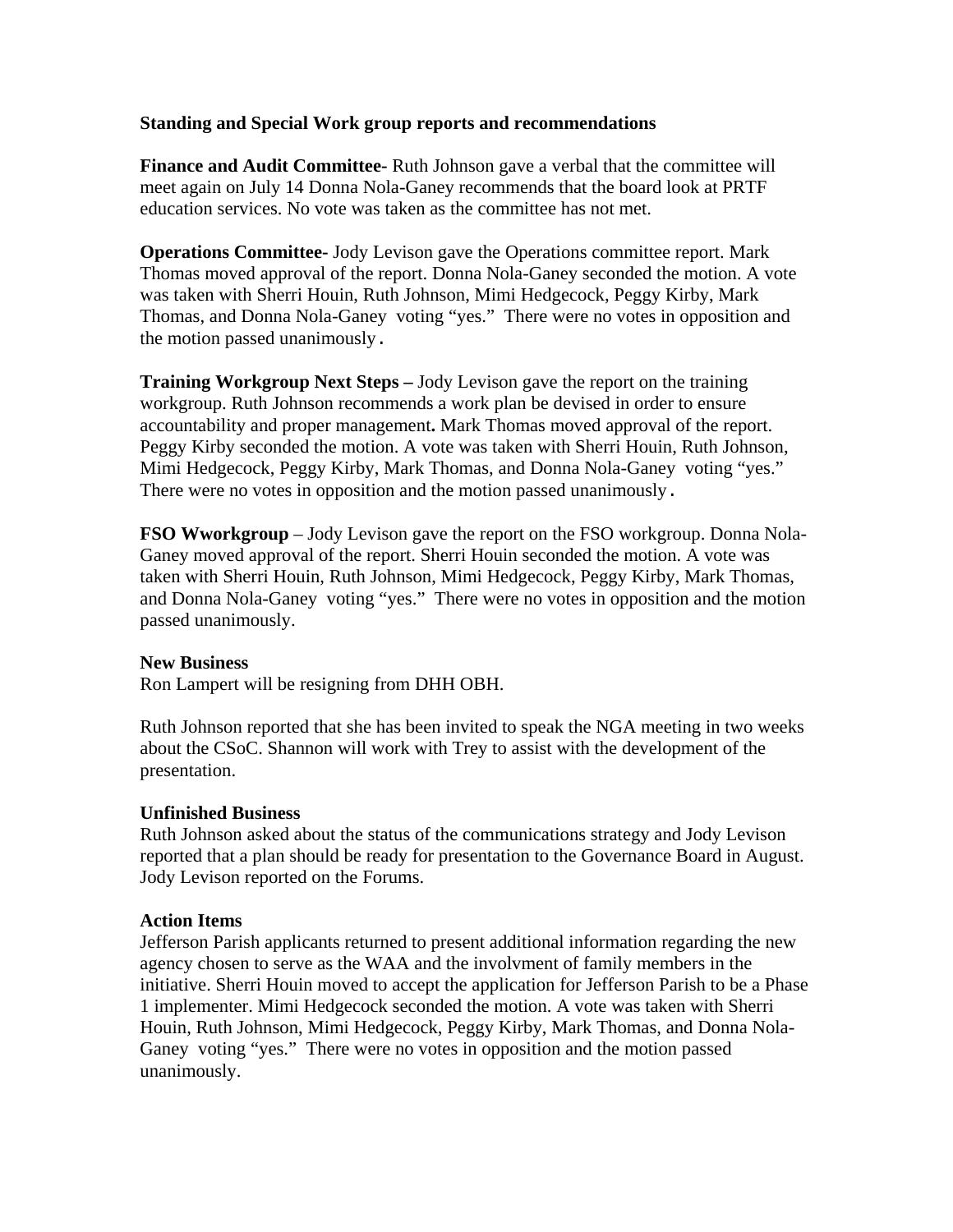**Standing and Special Work group reports and recommendations**

**Finance and Audit Committee-** Ruth Johnson gave a verbal that the committee will meet again on July 14 Donna Nola-Ganey recommends that the board look at PRTF education services. No vote was taken as the committee has not met.

**Operations Committee-** Jody Levison gave the Operations committee report. Mark Thomas moved approval of the report. Donna Nola-Ganey seconded the motion. A vote was taken with Sherri Houin, Ruth Johnson, Mimi Hedgecock, Peggy Kirby, Mark Thomas, and Donna Nola-Ganey voting "yes." There were no votes in opposition and the motion passed unanimously**.**

**Training Workgroup Next Steps –** Jody Levison gave the report on the training workgroup. Ruth Johnson recommends a work plan be devised in order to ensure accountability and proper management**.** Mark Thomas moved approval of the report. Peggy Kirby seconded the motion. A vote was taken with Sherri Houin, Ruth Johnson, Mimi Hedgecock, Peggy Kirby, Mark Thomas, and Donna Nola-Ganey voting "yes." There were no votes in opposition and the motion passed unanimously**.**

**FSO Wworkgroup** – Jody Levison gave the report on the FSO workgroup. Donna Nola-Ganey moved approval of the report. Sherri Houin seconded the motion. A vote was taken with Sherri Houin, Ruth Johnson, Mimi Hedgecock, Peggy Kirby, Mark Thomas, and Donna Nola-Ganey voting "yes." There were no votes in opposition and the motion passed unanimously.

**New Business**

Ron Lampert will be resigning from DHH OBH.

Ruth Johnson reported that she has been invited to speak the NGA meeting in two weeks about the CSoC. Shannon will work with Trey to assist with the development of the presentation.

**Unfinished Business**

Ruth Johnson asked about the status of the communications strategy and Jody Levison reported that a plan should be ready for presentation to the Governance Board in August. Jody Levison reported on the Forums.

**Action Items**

Jefferson Parish applicants returned to present additional information regarding the new agency chosen to serve as the WAA and the involvment of family members in the initiative. Sherri Houin moved to accept the application for Jefferson Parish to be a Phase 1 implementer. Mimi Hedgecock seconded the motion. A vote was taken with Sherri Houin, Ruth Johnson, Mimi Hedgecock, Peggy Kirby, Mark Thomas, and Donna Nola-Ganey voting "yes." There were no votes in opposition and the motion passed unanimously.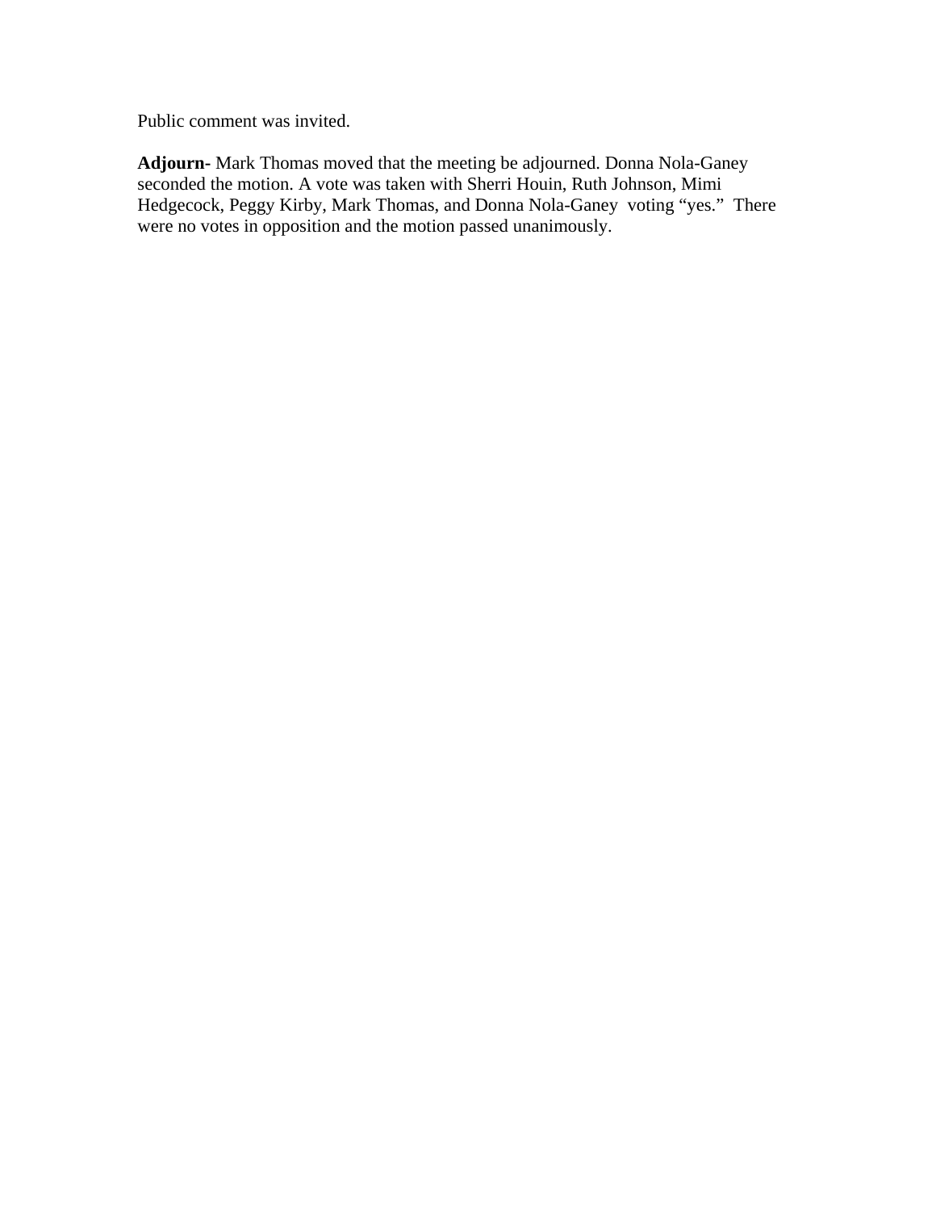Public comment was invited.

**Adjourn-** Mark Thomas moved that the meeting be adjourned. Donna Nola-Ganey seconded the motion. A vote was taken with Sherri Houin, Ruth Johnson, Mimi Hedgecock, Peggy Kirby, Mark Thomas, and Donna Nola-Ganey voting "yes." There were no votes in opposition and the motion passed unanimously.